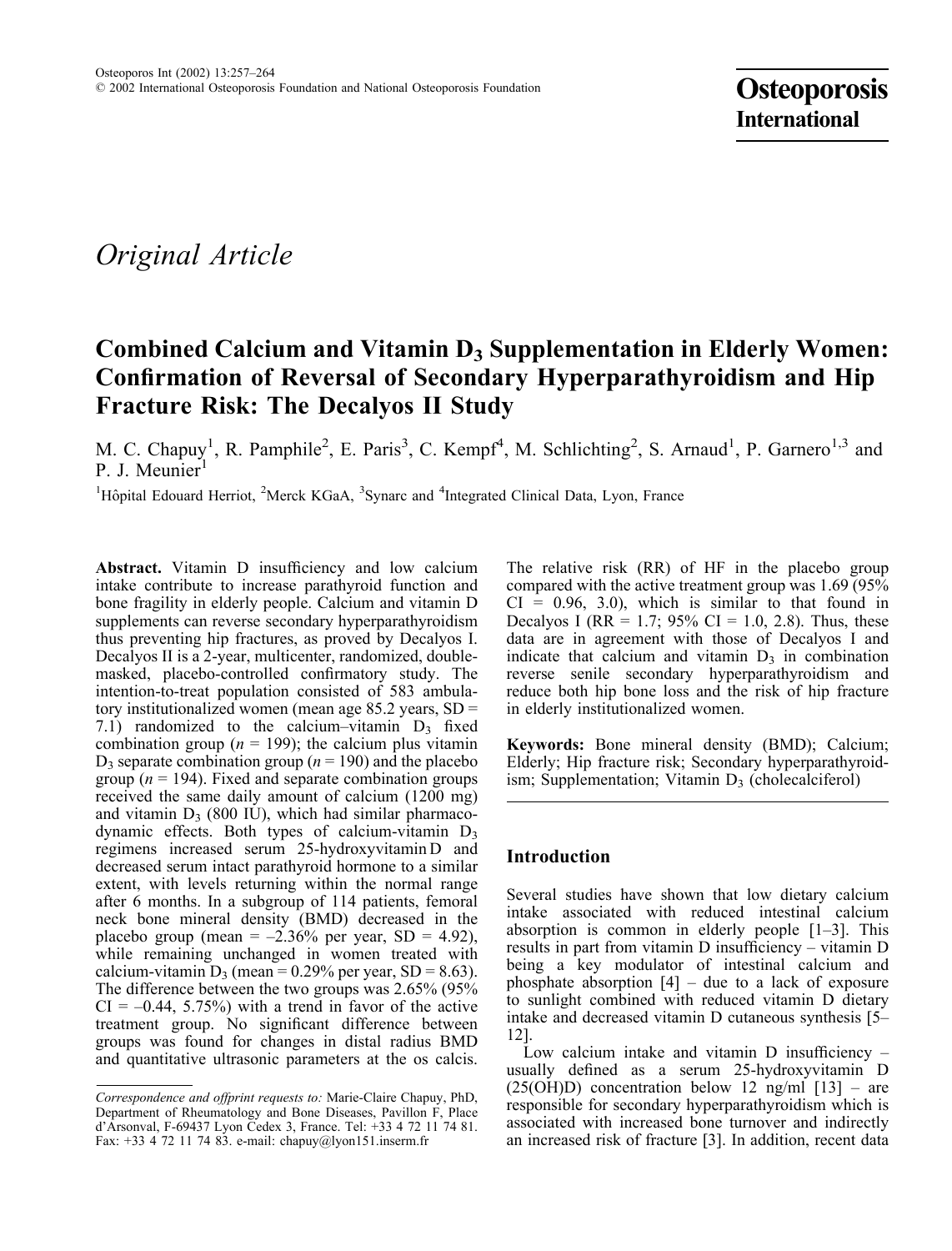*Original Article*

# Combined Calcium and Vitamin $D_3$ Supplementation in Elderly Women: Confirmation of Reversal of Secondary Hyperparathyroidism and Hip Fracture Risk: The Decalyos II Study

M. C. Chapuy[1], R. Pamphile[2], E. Paris[3], C. Kempf[4], M. Schlichting[2], S. Arnaud[1], P. Garnero[1,3] and P. J. Meunier[1]

[1]Hôpital Edouard Herriot, [2]Merck KGaA, [3]Synarc and [4]Integrated Clinical Data, Lyon, France

**Abstract.** Vitamin D insufficiency and low calcium intake contribute to increase parathyroid function and bone fragility in elderly people. Calcium and vitamin D supplements can reverse secondary hyperparathyroidism thus preventing hip fractures, as proved by Decalyos I. Decalyos II is a 2-year, multicenter, randomized, double-masked, placebo-controlled confirmatory study. The intention-to-treat population consisted of 583 ambulatory institutionalized women (mean age 85.2 years, SD = 7.1) randomized to the calcium–vitamin $D_3$ fixed combination group ($n$ = 199); the calcium plus vitamin $D_3$ separate combination group ($n$ = 190) and the placebo group ($n$ = 194). Fixed and separate combination groups received the same daily amount of calcium (1200 mg) and vitamin $D_3$ (800 IU), which had similar pharmacodynamic effects. Both types of calcium-vitamin $D_3$ regimens increased serum 25-hydroxyvitamin D and decreased serum intact parathyroid hormone to a similar extent, with levels returning within the normal range after 6 months. In a subgroup of 114 patients, femoral neck bone mineral density (BMD) decreased in the placebo group (mean = –2.36% per year, SD = 4.92), while remaining unchanged in women treated with calcium-vitamin $D_3$ (mean = 0.29% per year, SD = 8.63). The difference between the two groups was 2.65% (95% CI = –0.44, 5.75%) with a trend in favor of the active treatment group. No significant difference between groups was found for changes in distal radius BMD and quantitative ultrasonic parameters at the os calcis. The relative risk (RR) of HF in the placebo group compared with the active treatment group was 1.69 (95% CI = 0.96, 3.0), which is similar to that found in Decalyos I (RR = 1.7; 95% CI = 1.0, 2.8). Thus, these data are in agreement with those of Decalyos I and indicate that calcium and vitamin $D_3$ in combination reverse senile secondary hyperparathyroidism and reduce both hip bone loss and the risk of hip fracture in elderly institutionalized women.

**Keywords:** Bone mineral density (BMD); Calcium; Elderly; Hip fracture risk; Secondary hyperparathyroidism; Supplementation; Vitamin $D_3$ (cholecalciferol)

*Correspondence and offprint requests to:* Marie-Claire Chapuy, PhD, Department of Rheumatology and Bone Diseases, Pavillon F, Place d'Arsonval, F-69437 Lyon Cedex 3, France. Tel: +33 4 72 11 74 81. Fax: +33 4 72 11 74 83. e-mail: chapuy@lyon151.inserm.fr

## Introduction

Several studies have shown that low dietary calcium intake associated with reduced intestinal calcium absorption is common in elderly people [1–3]. This results in part from vitamin D insufficiency – vitamin D being a key modulator of intestinal calcium and phosphate absorption [4] – due to a lack of exposure to sunlight combined with reduced vitamin D dietary intake and decreased vitamin D cutaneous synthesis [5–12].

Low calcium intake and vitamin D insufficiency – usually defined as a serum 25-hydroxyvitamin D (25(OH)D) concentration below 12 ng/ml [13] – are responsible for secondary hyperparathyroidism which is associated with increased bone turnover and indirectly an increased risk of fracture [3]. In addition, recent data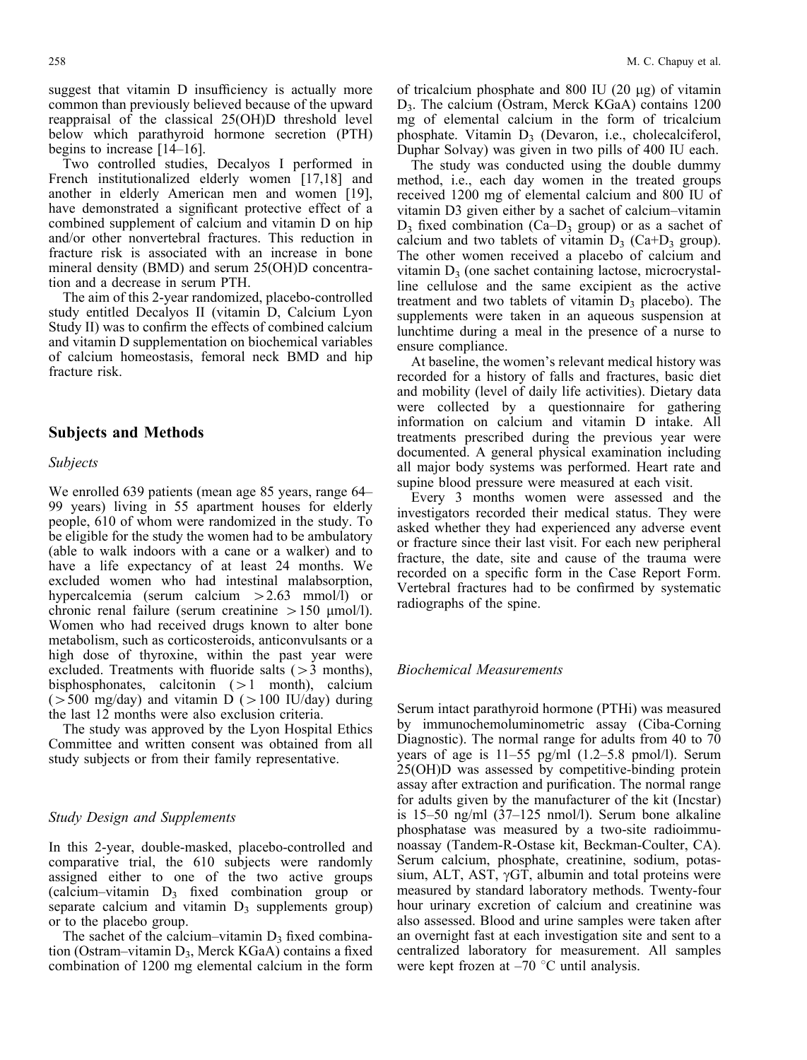suggest that vitamin D insufficiency is actually more common than previously believed because of the upward reappraisal of the classical 25(OH)D threshold level below which parathyroid hormone secretion (PTH) begins to increase [14–16].

Two controlled studies, Decalyos I performed in French institutionalized elderly women [17,18] and another in elderly American men and women [19], have demonstrated a significant protective effect of a combined supplement of calcium and vitamin D on hip and/or other nonvertebral fractures. This reduction in fracture risk is associated with an increase in bone mineral density (BMD) and serum 25(OH)D concentration and a decrease in serum PTH.

The aim of this 2-year randomized, placebo-controlled study entitled Decalyos II (vitamin D, Calcium Lyon Study II) was to confirm the effects of combined calcium and vitamin D supplementation on biochemical variables of calcium homeostasis, femoral neck BMD and hip fracture risk.

## Subjects and Methods

### Subjects

We enrolled 639 patients (mean age 85 years, range 64–99 years) living in 55 apartment houses for elderly people, 610 of whom were randomized in the study. To be eligible for the study the women had to be ambulatory (able to walk indoors with a cane or a walker) and to have a life expectancy of at least 24 months. We excluded women who had intestinal malabsorption, hypercalcemia (serum calcium >2.63 mmol/l) or chronic renal failure (serum creatinine >150 μmol/l). Women who had received drugs known to alter bone metabolism, such as corticosteroids, anticonvulsants or a high dose of thyroxine, within the past year were excluded. Treatments with fluoride salts (>3 months), bisphosphonates, calcitonin (>1 month), calcium (>500 mg/day) and vitamin D (>100 IU/day) during the last 12 months were also exclusion criteria.

The study was approved by the Lyon Hospital Ethics Committee and written consent was obtained from all study subjects or from their family representative.

### Study Design and Supplements

In this 2-year, double-masked, placebo-controlled and comparative trial, the 610 subjects were randomly assigned either to one of the two active groups (calcium–vitamin $D_3$ fixed combination group or separate calcium and vitamin $D_3$ supplements group) or to the placebo group.

The sachet of the calcium–vitamin $D_3$ fixed combination (Ostram–vitamin $D_3$, Merck KGaA) contains a fixed combination of 1200 mg elemental calcium in the form of tricalcium phosphate and 800 IU (20 μg) of vitamin $D_3$. The calcium (Ostram, Merck KGaA) contains 1200 mg of elemental calcium in the form of tricalcium phosphate. Vitamin $D_3$ (Devaron, i.e., cholecalciferol, Duphar Solvay) was given in two pills of 400 IU each.

The study was conducted using the double dummy method, i.e., each day women in the treated groups received 1200 mg of elemental calcium and 800 IU of vitamin D3 given either by a sachet of calcium–vitamin $D_3$ fixed combination (Ca–$D_3$ group) or as a sachet of calcium and two tablets of vitamin $D_3$ (Ca+$D_3$ group). The other women received a placebo of calcium and vitamin $D_3$ (one sachet containing lactose, microcrystalline cellulose and the same excipient as the active treatment and two tablets of vitamin $D_3$ placebo). The supplements were taken in an aqueous suspension at lunchtime during a meal in the presence of a nurse to ensure compliance.

At baseline, the women's relevant medical history was recorded for a history of falls and fractures, basic diet and mobility (level of daily life activities). Dietary data were collected by a questionnaire for gathering information on calcium and vitamin D intake. All treatments prescribed during the previous year were documented. A general physical examination including all major body systems was performed. Heart rate and supine blood pressure were measured at each visit.

Every 3 months women were assessed and the investigators recorded their medical status. They were asked whether they had experienced any adverse event or fracture since their last visit. For each new peripheral fracture, the date, site and cause of the trauma were recorded on a specific form in the Case Report Form. Vertebral fractures had to be confirmed by systematic radiographs of the spine.

### Biochemical Measurements

Serum intact parathyroid hormone (PTHi) was measured by immunochemoluminometric assay (Ciba-Corning Diagnostic). The normal range for adults from 40 to 70 years of age is 11–55 pg/ml (1.2–5.8 pmol/l). Serum 25(OH)D was assessed by competitive-binding protein assay after extraction and purification. The normal range for adults given by the manufacturer of the kit (Incstar) is 15–50 ng/ml (37–125 nmol/l). Serum bone alkaline phosphatase was measured by a two-site radioimmunoassay (Tandem-R-Ostase kit, Beckman-Coulter, CA). Serum calcium, phosphate, creatinine, sodium, potassium, ALT, AST, γGT, albumin and total proteins were measured by standard laboratory methods. Twenty-four hour urinary excretion of calcium and creatinine was also assessed. Blood and urine samples were taken after an overnight fast at each investigation site and sent to a centralized laboratory for measurement. All samples were kept frozen at –70 °C until analysis.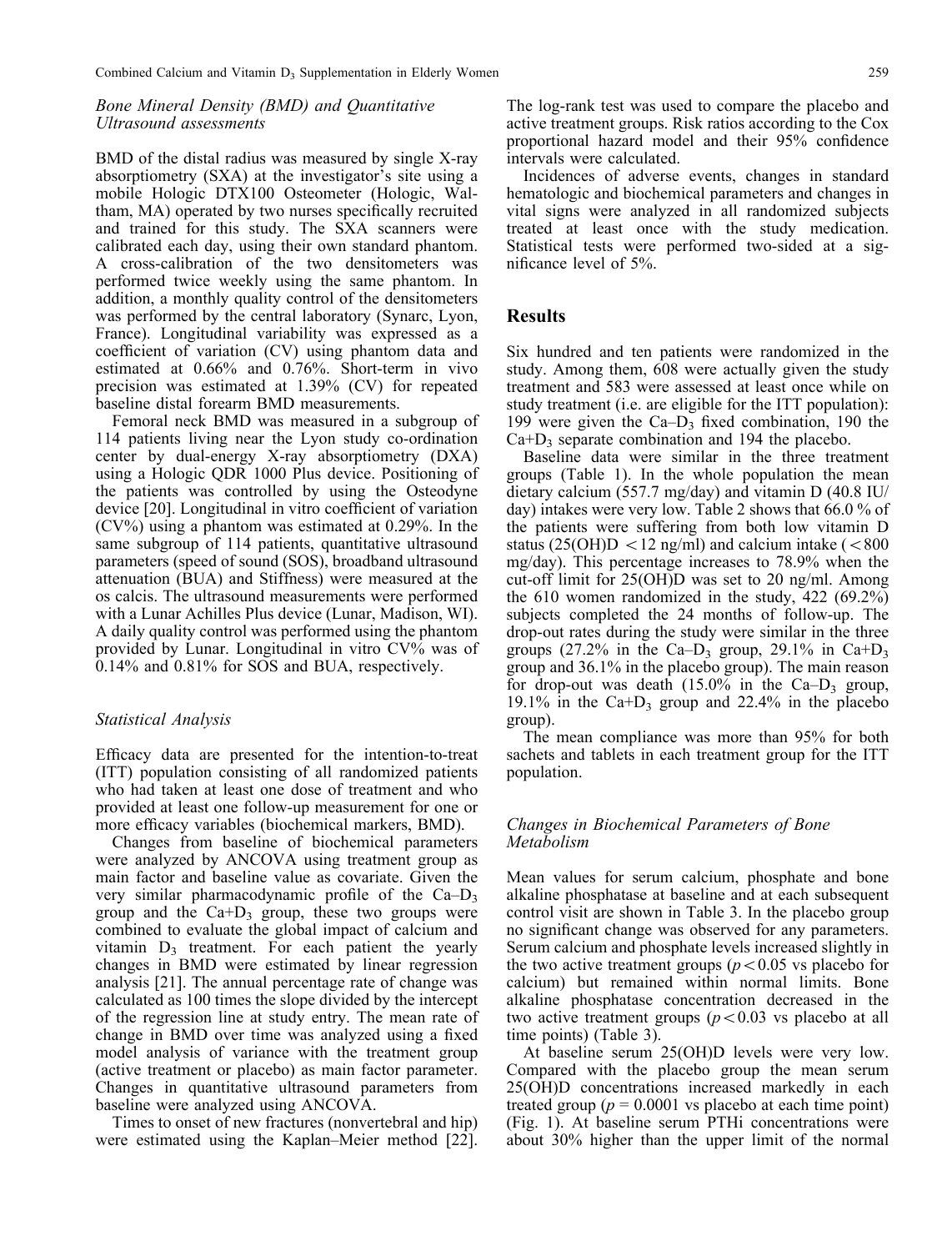### *Bone Mineral Density (BMD) and Quantitative Ultrasound assessments*

BMD of the distal radius was measured by single X-ray absorptiometry (SXA) at the investigator's site using a mobile Hologic DTX100 Osteometer (Hologic, Waltham, MA) operated by two nurses specifically recruited and trained for this study. The SXA scanners were calibrated each day, using their own standard phantom. A cross-calibration of the two densitometers was performed twice weekly using the same phantom. In addition, a monthly quality control of the densitometers was performed by the central laboratory (Synarc, Lyon, France). Longitudinal variability was expressed as a coefficient of variation (CV) using phantom data and estimated at 0.66% and 0.76%. Short-term in vivo precision was estimated at 1.39% (CV) for repeated baseline distal forearm BMD measurements.

Femoral neck BMD was measured in a subgroup of 114 patients living near the Lyon study co-ordination center by dual-energy X-ray absorptiometry (DXA) using a Hologic QDR 1000 Plus device. Positioning of the patients was controlled by using the Osteodyne device [20]. Longitudinal in vitro coefficient of variation (CV%) using a phantom was estimated at 0.29%. In the same subgroup of 114 patients, quantitative ultrasound parameters (speed of sound (SOS), broadband ultrasound attenuation (BUA) and Stiffness) were measured at the os calcis. The ultrasound measurements were performed with a Lunar Achilles Plus device (Lunar, Madison, WI). A daily quality control was performed using the phantom provided by Lunar. Longitudinal in vitro CV% was of 0.14% and 0.81% for SOS and BUA, respectively.

### *Statistical Analysis*

Efficacy data are presented for the intention-to-treat (ITT) population consisting of all randomized patients who had taken at least one dose of treatment and who provided at least one follow-up measurement for one or more efficacy variables (biochemical markers, BMD).

Changes from baseline of biochemical parameters were analyzed by ANCOVA using treatment group as main factor and baseline value as covariate. Given the very similar pharmacodynamic profile of the Ca–$D_3$ group and the Ca+$D_3$ group, these two groups were combined to evaluate the global impact of calcium and vitamin $D_3$ treatment. For each patient the yearly changes in BMD were estimated by linear regression analysis [21]. The annual percentage rate of change was calculated as 100 times the slope divided by the intercept of the regression line at study entry. The mean rate of change in BMD over time was analyzed using a fixed model analysis of variance with the treatment group (active treatment or placebo) as main factor parameter. Changes in quantitative ultrasound parameters from baseline were analyzed using ANCOVA.

Times to onset of new fractures (nonvertebral and hip) were estimated using the Kaplan–Meier method [22]. The log-rank test was used to compare the placebo and active treatment groups. Risk ratios according to the Cox proportional hazard model and their 95% confidence intervals were calculated.

Incidences of adverse events, changes in standard hematologic and biochemical parameters and changes in vital signs were analyzed in all randomized subjects treated at least once with the study medication. Statistical tests were performed two-sided at a significance level of 5%.

## Results

Six hundred and ten patients were randomized in the study. Among them, 608 were actually given the study treatment and 583 were assessed at least once while on study treatment (i.e. are eligible for the ITT population): 199 were given the Ca–$D_3$ fixed combination, 190 the Ca+$D_3$ separate combination and 194 the placebo.

Baseline data were similar in the three treatment groups (Table 1). In the whole population the mean dietary calcium (557.7 mg/day) and vitamin D (40.8 IU/day) intakes were very low. Table 2 shows that 66.0 % of the patients were suffering from both low vitamin D status (25(OH)D $<12$ ng/ml) and calcium intake ($<800$ mg/day). This percentage increases to 78.9% when the cut-off limit for 25(OH)D was set to 20 ng/ml. Among the 610 women randomized in the study, 422 (69.2%) subjects completed the 24 months of follow-up. The drop-out rates during the study were similar in the three groups (27.2% in the Ca–$D_3$ group, 29.1% in Ca+$D_3$ group and 36.1% in the placebo group). The main reason for drop-out was death (15.0% in the Ca–$D_3$ group, 19.1% in the Ca+$D_3$ group and 22.4% in the placebo group).

The mean compliance was more than 95% for both sachets and tablets in each treatment group for the ITT population.

### *Changes in Biochemical Parameters of Bone Metabolism*

Mean values for serum calcium, phosphate and bone alkaline phosphatase at baseline and at each subsequent control visit are shown in Table 3. In the placebo group no significant change was observed for any parameters. Serum calcium and phosphate levels increased slightly in the two active treatment groups ($p<0.05$ vs placebo for calcium) but remained within normal limits. Bone alkaline phosphatase concentration decreased in the two active treatment groups ($p<0.03$ vs placebo at all time points) (Table 3).

At baseline serum 25(OH)D levels were very low. Compared with the placebo group the mean serum 25(OH)D concentrations increased markedly in each treated group ($p = 0.0001$ vs placebo at each time point) (Fig. 1). At baseline serum PTHi concentrations were about 30% higher than the upper limit of the normal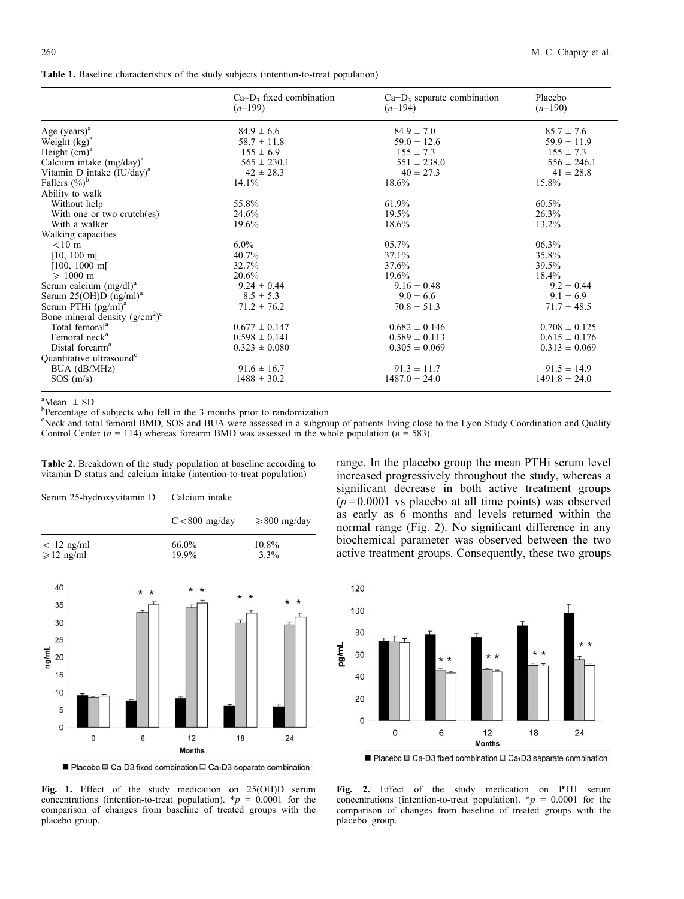**Table 1.** Baseline characteristics of the study subjects (intention-to-treat population)

| | Ca–$D_3$ fixed combination ($n$=199) | Ca+$D_3$ separate combination ($n$=194) | Placebo ($n$=190) |
|---|---|---|---|
| Age (years)[a] | 84.9 ± 6.6 | 84.9 ± 7.0 | 85.7 ± 7.6 |
| Weight (kg)[a] | 58.7 ± 11.8 | 59.0 ± 12.6 | 59.9 ± 11.9 |
| Height (cm)[a] | 155 ± 6.9 | 155 ± 7.3 | 155 ± 7.3 |
| Calcium intake (mg/day)[a] | 565 ± 230.1 | 551 ± 238.0 | 556 ± 246.1 |
| Vitamin D intake (IU/day)[a] | 42 ± 28.3 | 40 ± 27.3 | 41 ± 28.8 |
| Fallers (%)[b] | 14.1% | 18.6% | 15.8% |
| Ability to walk | | | |
| Without help | 55.8% | 61.9% | 60.5% |
| With one or two crutch(es) | 24.6% | 19.5% | 26.3% |
| With a walker | 19.6% | 18.6% | 13.2% |
| Walking capacities | | | |
| <10 m | 6.0% | 05.7% | 06.3% |
| [10, 100 m[ | 40.7% | 37.1% | 35.8% |
| [100, 1000 m[ | 32.7% | 37.6% | 39.5% |
| ⩾ 1000 m | 20.6% | 19.6% | 18.4% |
| Serum calcium (mg/dl)[a] | 9.24 ± 0.44 | 9.16 ± 0.48 | 9.2 ± 0.44 |
| Serum 25(OH)D (ng/ml)[a] | 8.5 ± 5.3 | 9.0 ± 6.6 | 9.1 ± 6.9 |
| Serum PTHi (pg/ml)[a] | 71.2 ± 76.2 | 70.8 ± 51.3 | 71.7 ± 48.5 |
| Bone mineral density (g/cm$^2$)[c] | | | |
| Total femoral[a] | 0.677 ± 0.147 | 0.682 ± 0.146 | 0.708 ± 0.125 |
| Femoral neck[a] | 0.598 ± 0.141 | 0.589 ± 0.113 | 0.615 ± 0.176 |
| Distal forearm[a] | 0.323 ± 0.080 | 0.305 ± 0.069 | 0.313 ± 0.069 |
| Quantitative ultrasound[c] | | | |
| BUA (dB/MHz) | 91.6 ± 16.7 | 91.3 ± 11.7 | 91.5 ± 14.9 |
| SOS (m/s) | 1488 ± 30.2 | 1487.0 ± 24.0 | 1491.8 ± 24.0 |

[a]Mean ± SD
[b]Percentage of subjects who fell in the 3 months prior to randomization
[c]Neck and total femoral BMD, SOS and BUA were assessed in a subgroup of patients living close to the Lyon Study Coordination and Quality Control Center ($n$ = 114) whereas forearm BMD was assessed in the whole population ($n$ = 583).

**Table 2.** Breakdown of the study population at baseline according to vitamin D status and calcium intake (intention-to-treat population)

| Serum 25-hydroxyvitamin D | Calcium intake | |
|---|---|---|
| | C<800 mg/day | ⩾800 mg/day |
| < 12 ng/ml | 66.0% | 10.8% |
| ⩾12 ng/ml | 19.9% | 3.3% |

**Fig. 1.** Effect of the study medication on 25(OH)D serum concentrations (intention-to-treat population). *$p$ = 0.0001 for the comparison of changes from baseline of treated groups with the placebo group.

range. In the placebo group the mean PTHi serum level increased progressively throughout the study, whereas a significant decrease in both active treatment groups ($p$=0.0001 vs placebo at all time points) was observed as early as 6 months and levels returned within the normal range (Fig. 2). No significant difference in any biochemical parameter was observed between the two active treatment groups. Consequently, these two groups

**Fig. 2.** Effect of the study medication on PTH serum concentrations (intention-to-treat population). *$p$ = 0.0001 for the comparison of changes from baseline of treated groups with the placebo group.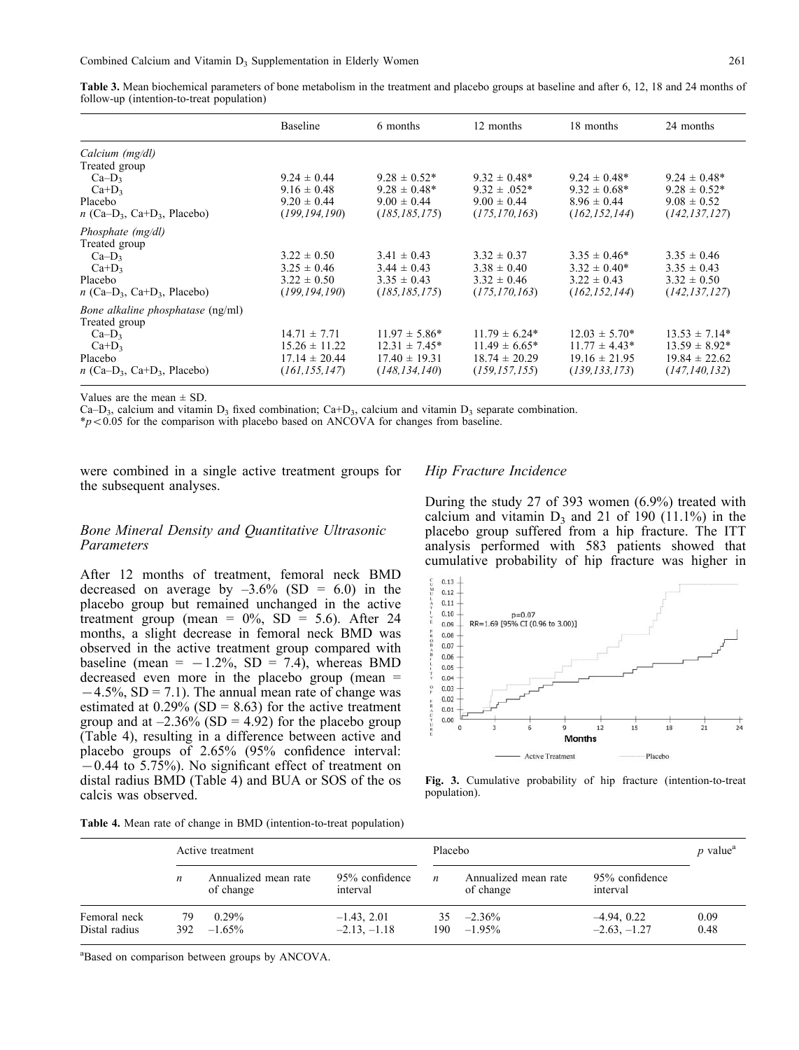**Table 3.** Mean biochemical parameters of bone metabolism in the treatment and placebo groups at baseline and after 6, 12, 18 and 24 months of follow-up (intention-to-treat population)

| | Baseline | 6 months | 12 months | 18 months | 24 months |
|---|---|---|---|---|---|
| *Calcium (mg/dl)* | | | | | |
| Treated group | | | | | |
| $Ca–D_3$ | 9.24 ± 0.44 | 9.28 ± 0.52* | 9.32 ± 0.48* | 9.24 ± 0.48* | 9.24 ± 0.48* |
| $Ca+D_3$ | 9.16 ± 0.48 | 9.28 ± 0.48* | 9.32 ± .052* | 9.32 ± 0.68* | 9.28 ± 0.52* |
| Placebo | 9.20 ± 0.44 | 9.00 ± 0.44 | 9.00 ± 0.44 | 8.96 ± 0.44 | 9.08 ± 0.52 |
| $n$ ($Ca–D_3$, $Ca+D_3$, Placebo) | (*199,194,190*) | (*185,185,175*) | (*175,170,163*) | (*162,152,144*) | (*142,137,127*) |
| *Phosphate (mg/dl)* | | | | | |
| Treated group | | | | | |
| $Ca–D_3$ | 3.22 ± 0.50 | 3.41 ± 0.43 | 3.32 ± 0.37 | 3.35 ± 0.46* | 3.35 ± 0.46 |
| $Ca+D_3$ | 3.25 ± 0.46 | 3.44 ± 0.43 | 3.38 ± 0.40 | 3.32 ± 0.40* | 3.35 ± 0.43 |
| Placebo | 3.22 ± 0.50 | 3.35 ± 0.43 | 3.32 ± 0.46 | 3.22 ± 0.43 | 3.32 ± 0.50 |
| $n$ ($Ca–D_3$, $Ca+D_3$, Placebo) | (*199,194,190*) | (*185,185,175*) | (*175,170,163*) | (*162,152,144*) | (*142,137,127*) |
| *Bone alkaline phosphatase* (ng/ml) | | | | | |
| Treated group | | | | | |
| $Ca–D_3$ | 14.71 ± 7.71 | 11.97 ± 5.86* | 11.79 ± 6.24* | 12.03 ± 5.70* | 13.53 ± 7.14* |
| $Ca+D_3$ | 15.26 ± 11.22 | 12.31 ± 7.45* | 11.49 ± 6.65* | 11.77 ± 4.43* | 13.59 ± 8.92* |
| Placebo | 17.14 ± 20.44 | 17.40 ± 19.31 | 18.74 ± 20.29 | 19.16 ± 21.95 | 19.84 ± 22.62 |
| $n$ ($Ca–D_3$, $Ca+D_3$, Placebo) | (*161,155,147*) | (*148,134,140*) | (*159,157,155*) | (*139,133,173*) | (*147,140,132*) |

Values are the mean ± SD.

$Ca–D_3$, calcium and vitamin $D_3$ fixed combination; $Ca+D_3$, calcium and vitamin $D_3$ separate combination.

*$p < 0.05$ for the comparison with placebo based on ANCOVA for changes from baseline.

were combined in a single active treatment groups for the subsequent analyses.

### Bone Mineral Density and Quantitative Ultrasonic Parameters

After 12 months of treatment, femoral neck BMD decreased on average by –3.6% (SD = 6.0) in the placebo group but remained unchanged in the active treatment group (mean = 0%, SD = 5.6). After 24 months, a slight decrease in femoral neck BMD was observed in the active treatment group compared with baseline (mean = −1.2%, SD = 7.4), whereas BMD decreased even more in the placebo group (mean = −4.5%, SD = 7.1). The annual mean rate of change was estimated at 0.29% (SD = 8.63) for the active treatment group and at –2.36% (SD = 4.92) for the placebo group (Table 4), resulting in a difference between active and placebo groups of 2.65% (95% confidence interval: −0.44 to 5.75%). No significant effect of treatment on distal radius BMD (Table 4) and BUA or SOS of the os calcis was observed.

### Hip Fracture Incidence

During the study 27 of 393 women (6.9%) treated with calcium and vitamin $D_3$ and 21 of 190 (11.1%) in the placebo group suffered from a hip fracture. The ITT analysis performed with 583 patients showed that cumulative probability of hip fracture was higher in

**Fig. 3.** Cumulative probability of hip fracture (intention-to-treat population).

**Table 4.** Mean rate of change in BMD (intention-to-treat population)

| | Active treatment | | | Placebo | | | $p$ value[a] |
|---|---|---|---|---|---|---|---|
| | $n$ | Annualized mean rate of change | 95% confidence interval | $n$ | Annualized mean rate of change | 95% confidence interval | |
| Femoral neck | 79 | 0.29% | –1.43, 2.01 | 35 | –2.36% | –4.94, 0.22 | 0.09 |
| Distal radius | 392 | –1.65% | –2.13, –1.18 | 190 | –1.95% | –2.63, –1.27 | 0.48 |

[a]Based on comparison between groups by ANCOVA.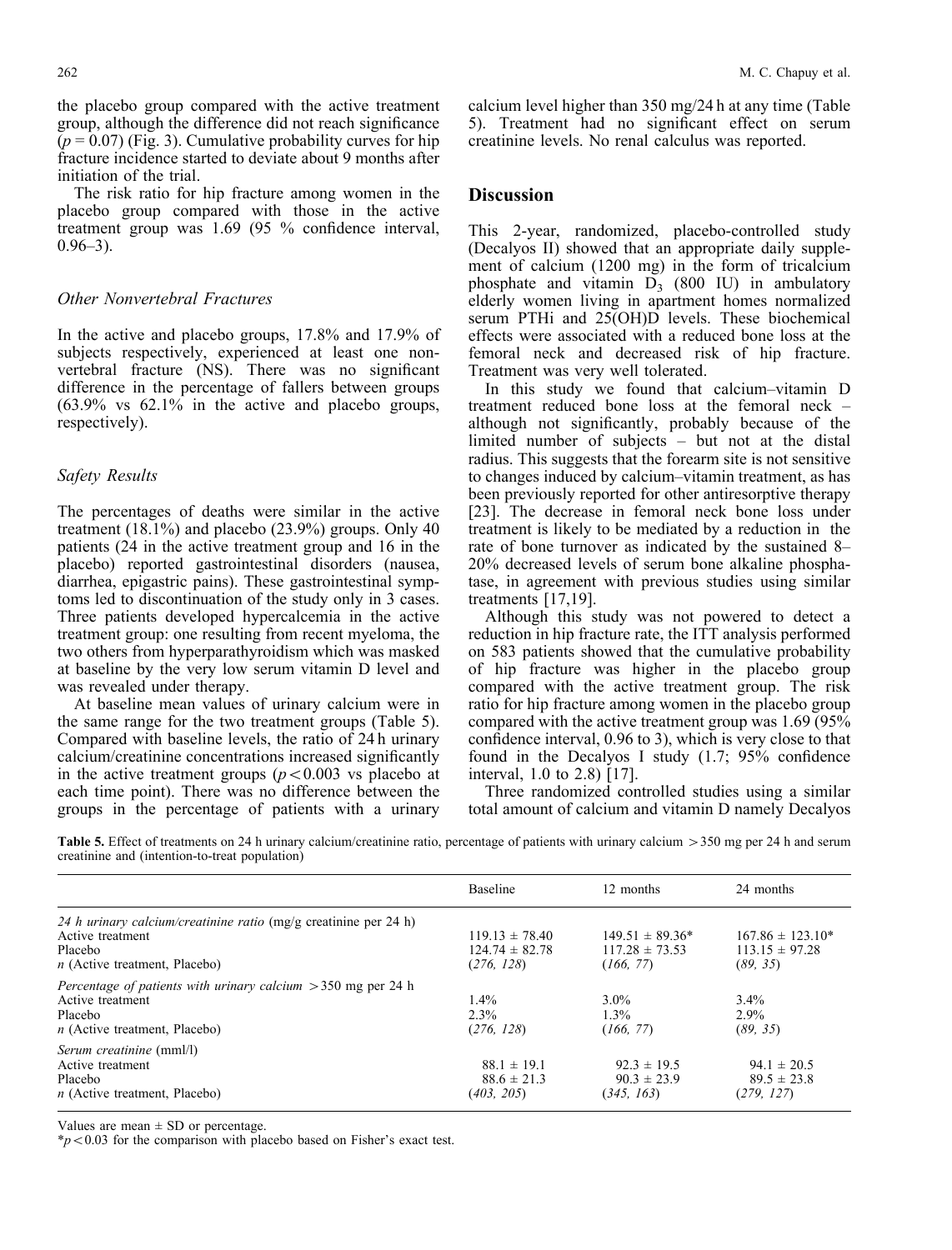the placebo group compared with the active treatment group, although the difference did not reach significance ($p = 0.07$) (Fig. 3). Cumulative probability curves for hip fracture incidence started to deviate about 9 months after initiation of the trial.

The risk ratio for hip fracture among women in the placebo group compared with those in the active treatment group was 1.69 (95 % confidence interval, 0.96–3).

### Other Nonvertebral Fractures

In the active and placebo groups, 17.8% and 17.9% of subjects respectively, experienced at least one non-vertebral fracture (NS). There was no significant difference in the percentage of fallers between groups (63.9% vs 62.1% in the active and placebo groups, respectively).

### Safety Results

The percentages of deaths were similar in the active treatment (18.1%) and placebo (23.9%) groups. Only 40 patients (24 in the active treatment group and 16 in the placebo) reported gastrointestinal disorders (nausea, diarrhea, epigastric pains). These gastrointestinal symptoms led to discontinuation of the study only in 3 cases. Three patients developed hypercalcemia in the active treatment group: one resulting from recent myeloma, the two others from hyperparathyroidism which was masked at baseline by the very low serum vitamin D level and was revealed under therapy.

At baseline mean values of urinary calcium were in the same range for the two treatment groups (Table 5). Compared with baseline levels, the ratio of 24 h urinary calcium/creatinine concentrations increased significantly in the active treatment groups ($p < 0.003$ vs placebo at each time point). There was no difference between the groups in the percentage of patients with a urinary calcium level higher than 350 mg/24 h at any time (Table 5). Treatment had no significant effect on serum creatinine levels. No renal calculus was reported.

## Discussion

This 2-year, randomized, placebo-controlled study (Decalyos II) showed that an appropriate daily supplement of calcium (1200 mg) in the form of tricalcium phosphate and vitamin $D_3$ (800 IU) in ambulatory elderly women living in apartment homes normalized serum PTHi and 25(OH)D levels. These biochemical effects were associated with a reduced bone loss at the femoral neck and decreased risk of hip fracture. Treatment was very well tolerated.

In this study we found that calcium–vitamin D treatment reduced bone loss at the femoral neck – although not significantly, probably because of the limited number of subjects – but not at the distal radius. This suggests that the forearm site is not sensitive to changes induced by calcium–vitamin treatment, as has been previously reported for other antiresorptive therapy [23]. The decrease in femoral neck bone loss under treatment is likely to be mediated by a reduction in the rate of bone turnover as indicated by the sustained 8–20% decreased levels of serum bone alkaline phosphatase, in agreement with previous studies using similar treatments [17,19].

Although this study was not powered to detect a reduction in hip fracture rate, the ITT analysis performed on 583 patients showed that the cumulative probability of hip fracture was higher in the placebo group compared with the active treatment group. The risk ratio for hip fracture among women in the placebo group compared with the active treatment group was 1.69 (95% confidence interval, 0.96 to 3), which is very close to that found in the Decalyos I study (1.7; 95% confidence interval, 1.0 to 2.8) [17].

Three randomized controlled studies using a similar total amount of calcium and vitamin D namely Decalyos

**Table 5.** Effect of treatments on 24 h urinary calcium/creatinine ratio, percentage of patients with urinary calcium >350 mg per 24 h and serum creatinine and (intention-to-treat population)

| | Baseline | 12 months | 24 months |
|---|---|---|---|
| *24 h urinary calcium/creatinine ratio* (mg/g creatinine per 24 h) | | | |
| Active treatment | 119.13 ± 78.40 | 149.51 ± 89.36* | 167.86 ± 123.10* |
| Placebo | 124.74 ± 82.78 | 117.28 ± 73.53 | 113.15 ± 97.28 |
| *n* (Active treatment, Placebo) | (*276, 128*) | (*166, 77*) | (*89, 35*) |
| *Percentage of patients with urinary calcium >350 mg per 24 h* | | | |
| Active treatment | 1.4% | 3.0% | 3.4% |
| Placebo | 2.3% | 1.3% | 2.9% |
| *n* (Active treatment, Placebo) | (*276, 128*) | (*166, 77*) | (*89, 35*) |
| *Serum creatinine* (mml/l) | | | |
| Active treatment | 88.1 ± 19.1 | 92.3 ± 19.5 | 94.1 ± 20.5 |
| Placebo | 88.6 ± 21.3 | 90.3 ± 23.9 | 89.5 ± 23.8 |
| *n* (Active treatment, Placebo) | (*403, 205*) | (*345, 163*) | (*279, 127*) |

Values are mean ± SD or percentage.

*$p < 0.03$ for the comparison with placebo based on Fisher's exact test.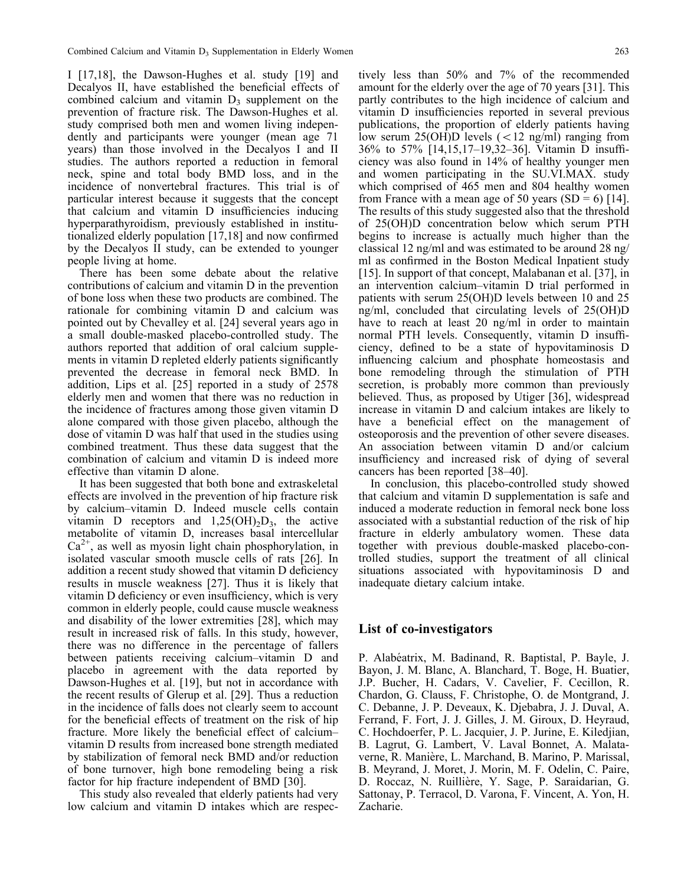I [17,18], the Dawson-Hughes et al. study [19] and Decalyos II, have established the beneficial effects of combined calcium and vitamin $D_3$ supplement on the prevention of fracture risk. The Dawson-Hughes et al. study comprised both men and women living independently and participants were younger (mean age 71 years) than those involved in the Decalyos I and II studies. The authors reported a reduction in femoral neck, spine and total body BMD loss, and in the incidence of nonvertebral fractures. This trial is of particular interest because it suggests that the concept that calcium and vitamin D insufficiencies inducing hyperparathyroidism, previously established in institutionalized elderly population [17,18] and now confirmed by the Decalyos II study, can be extended to younger people living at home.

There has been some debate about the relative contributions of calcium and vitamin D in the prevention of bone loss when these two products are combined. The rationale for combining vitamin D and calcium was pointed out by Chevalley et al. [24] several years ago in a small double-masked placebo-controlled study. The authors reported that addition of oral calcium supplements in vitamin D repleted elderly patients significantly prevented the decrease in femoral neck BMD. In addition, Lips et al. [25] reported in a study of 2578 elderly men and women that there was no reduction in the incidence of fractures among those given vitamin D alone compared with those given placebo, although the dose of vitamin D was half that used in the studies using combined treatment. Thus these data suggest that the combination of calcium and vitamin D is indeed more effective than vitamin D alone.

It has been suggested that both bone and extraskeletal effects are involved in the prevention of hip fracture risk by calcium–vitamin D. Indeed muscle cells contain vitamin D receptors and $1,25(OH)_2D_3$, the active metabolite of vitamin D, increases basal intercellular $Ca^{2+}$, as well as myosin light chain phosphorylation, in isolated vascular smooth muscle cells of rats [26]. In addition a recent study showed that vitamin D deficiency results in muscle weakness [27]. Thus it is likely that vitamin D deficiency or even insufficiency, which is very common in elderly people, could cause muscle weakness and disability of the lower extremities [28], which may result in increased risk of falls. In this study, however, there was no difference in the percentage of fallers between patients receiving calcium–vitamin D and placebo in agreement with the data reported by Dawson-Hughes et al. [19], but not in accordance with the recent results of Glerup et al. [29]. Thus a reduction in the incidence of falls does not clearly seem to account for the beneficial effects of treatment on the risk of hip fracture. More likely the beneficial effect of calcium–vitamin D results from increased bone strength mediated by stabilization of femoral neck BMD and/or reduction of bone turnover, high bone remodeling being a risk factor for hip fracture independent of BMD [30].

This study also revealed that elderly patients had very low calcium and vitamin D intakes which are respectively less than 50% and 7% of the recommended amount for the elderly over the age of 70 years [31]. This partly contributes to the high incidence of calcium and vitamin D insufficiencies reported in several previous publications, the proportion of elderly patients having low serum 25(OH)D levels ($<12$ ng/ml) ranging from 36% to 57% [14,15,17–19,32–36]. Vitamin D insufficiency was also found in 14% of healthy younger men and women participating in the SU.VI.MAX. study which comprised of 465 men and 804 healthy women from France with a mean age of 50 years (SD = 6) [14]. The results of this study suggested also that the threshold of 25(OH)D concentration below which serum PTH begins to increase is actually much higher than the classical 12 ng/ml and was estimated to be around 28 ng/ml as confirmed in the Boston Medical Inpatient study [15]. In support of that concept, Malabanan et al. [37], in an intervention calcium–vitamin D trial performed in patients with serum 25(OH)D levels between 10 and 25 ng/ml, concluded that circulating levels of 25(OH)D have to reach at least 20 ng/ml in order to maintain normal PTH levels. Consequently, vitamin D insufficiency, defined to be a state of hypovitaminosis D influencing calcium and phosphate homeostasis and bone remodeling through the stimulation of PTH secretion, is probably more common than previously believed. Thus, as proposed by Utiger [36], widespread increase in vitamin D and calcium intakes are likely to have a beneficial effect on the management of osteoporosis and the prevention of other severe diseases. An association between vitamin D and/or calcium insufficiency and increased risk of dying of several cancers has been reported [38–40].

In conclusion, this placebo-controlled study showed that calcium and vitamin D supplementation is safe and induced a moderate reduction in femoral neck bone loss associated with a substantial reduction of the risk of hip fracture in elderly ambulatory women. These data together with previous double-masked placebo-controlled studies, support the treatment of all clinical situations associated with hypovitaminosis D and inadequate dietary calcium intake.

## List of co-investigators

P. Alabéatrix, M. Badinand, R. Baptistal, P. Bayle, J. Bayon, J. M. Blanc, A. Blanchard, T. Boge, H. Buatier, J.P. Bucher, H. Cadars, V. Cavelier, F. Cecillon, R. Chardon, G. Clauss, F. Christophe, O. de Montgrand, J. C. Debanne, J. P. Deveaux, K. Djebabra, J. J. Duval, A. Ferrand, F. Fort, J. J. Gilles, J. M. Giroux, D. Heyraud, C. Hochdoerfer, P. L. Jacquier, J. P. Jurine, E. Kiledjian, B. Lagrut, G. Lambert, V. Laval Bonnet, A. Malataverne, R. Manière, L. Marchand, B. Marino, P. Marissal, B. Meyrand, J. Moret, J. Morin, M. F. Odelin, C. Paire, D. Roccaz, N. Ruillière, Y. Sage, P. Saraidarian, G. Sattonay, P. Terracol, D. Varona, F. Vincent, A. Yon, H. Zacharie.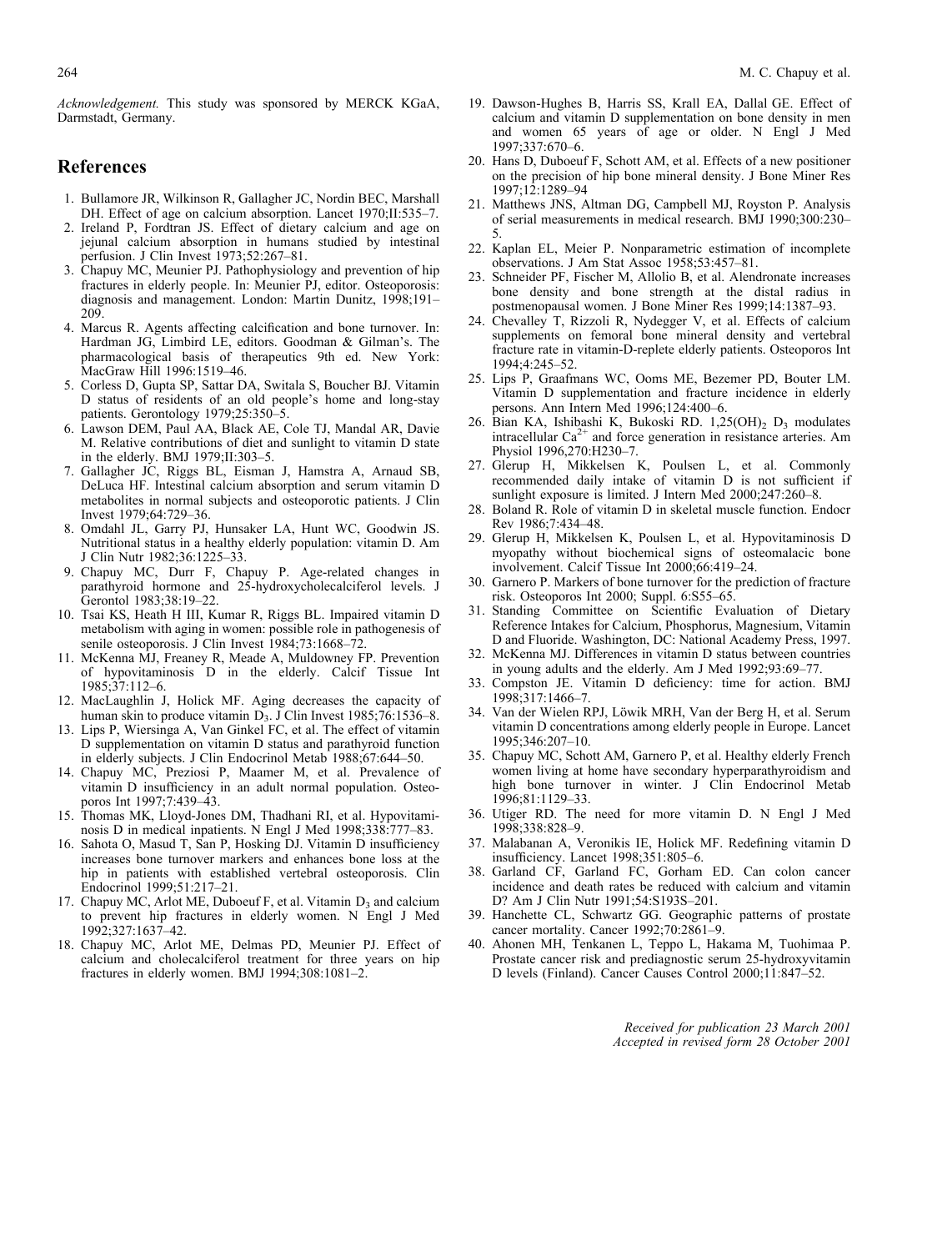*Acknowledgement.* This study was sponsored by MERCK KGaA, Darmstadt, Germany.

## References

1. Bullamore JR, Wilkinson R, Gallagher JC, Nordin BEC, Marshall DH. Effect of age on calcium absorption. Lancet 1970;II:535–7.
2. Ireland P, Fordtran JS. Effect of dietary calcium and age on jejunal calcium absorption in humans studied by intestinal perfusion. J Clin Invest 1973;52:267–81.
3. Chapuy MC, Meunier PJ. Pathophysiology and prevention of hip fractures in elderly people. In: Meunier PJ, editor. Osteoporosis: diagnosis and management. London: Martin Dunitz, 1998;191–209.
4. Marcus R. Agents affecting calcification and bone turnover. In: Hardman JG, Limbird LE, editors. Goodman & Gilman's. The pharmacological basis of therapeutics 9th ed. New York: MacGraw Hill 1996:1519–46.
5. Corless D, Gupta SP, Sattar DA, Switala S, Boucher BJ. Vitamin D status of residents of an old people's home and long-stay patients. Gerontology 1979;25:350–5.
6. Lawson DEM, Paul AA, Black AE, Cole TJ, Mandal AR, Davie M. Relative contributions of diet and sunlight to vitamin D state in the elderly. BMJ 1979;II:303–5.
7. Gallagher JC, Riggs BL, Eisman J, Hamstra A, Arnaud SB, DeLuca HF. Intestinal calcium absorption and serum vitamin D metabolites in normal subjects and osteoporotic patients. J Clin Invest 1979;64:729–36.
8. Omdahl JL, Garry PJ, Hunsaker LA, Hunt WC, Goodwin JS. Nutritional status in a healthy elderly population: vitamin D. Am J Clin Nutr 1982;36:1225–33.
9. Chapuy MC, Durr F, Chapuy P. Age-related changes in parathyroid hormone and 25-hydroxycholecalciferol levels. J Gerontol 1983;38:19–22.
10. Tsai KS, Heath H III, Kumar R, Riggs BL. Impaired vitamin D metabolism with aging in women: possible role in pathogenesis of senile osteoporosis. J Clin Invest 1984;73:1668–72.
11. McKenna MJ, Freaney R, Meade A, Muldowney FP. Prevention of hypovitaminosis D in the elderly. Calcif Tissue Int 1985;37:112–6.
12. MacLaughlin J, Holick MF. Aging decreases the capacity of human skin to produce vitamin $D_3$. J Clin Invest 1985;76:1536–8.
13. Lips P, Wiersinga A, Van Ginkel FC, et al. The effect of vitamin D supplementation on vitamin D status and parathyroid function in elderly subjects. J Clin Endocrinol Metab 1988;67:644–50.
14. Chapuy MC, Preziosi P, Maamer M, et al. Prevalence of vitamin D insufficiency in an adult normal population. Osteoporos Int 1997;7:439–43.
15. Thomas MK, Lloyd-Jones DM, Thadhani RI, et al. Hypovitaminosis D in medical inpatients. N Engl J Med 1998;338:777–83.
16. Sahota O, Masud T, San P, Hosking DJ. Vitamin D insufficiency increases bone turnover markers and enhances bone loss at the hip in patients with established vertebral osteoporosis. Clin Endocrinol 1999;51:217–21.
17. Chapuy MC, Arlot ME, Duboeuf F, et al. Vitamin $D_3$ and calcium to prevent hip fractures in elderly women. N Engl J Med 1992;327:1637–42.
18. Chapuy MC, Arlot ME, Delmas PD, Meunier PJ. Effect of calcium and cholecalciferol treatment for three years on hip fractures in elderly women. BMJ 1994;308:1081–2.
19. Dawson-Hughes B, Harris SS, Krall EA, Dallal GE. Effect of calcium and vitamin D supplementation on bone density in men and women 65 years of age or older. N Engl J Med 1997;337:670–6.
20. Hans D, Duboeuf F, Schott AM, et al. Effects of a new positioner on the precision of hip bone mineral density. J Bone Miner Res 1997;12:1289–94
21. Matthews JNS, Altman DG, Campbell MJ, Royston P. Analysis of serial measurements in medical research. BMJ 1990;300:230–5.
22. Kaplan EL, Meier P. Nonparametric estimation of incomplete observations. J Am Stat Assoc 1958;53:457–81.
23. Schneider PF, Fischer M, Allolio B, et al. Alendronate increases bone density and bone strength at the distal radius in postmenopausal women. J Bone Miner Res 1999;14:1387–93.
24. Chevalley T, Rizzoli R, Nydegger V, et al. Effects of calcium supplements on femoral bone mineral density and vertebral fracture rate in vitamin-D-replete elderly patients. Osteoporos Int 1994;4:245–52.
25. Lips P, Graafmans WC, Ooms ME, Bezemer PD, Bouter LM. Vitamin D supplementation and fracture incidence in elderly persons. Ann Intern Med 1996;124:400–6.
26. Bian KA, Ishibashi K, Bukoski RD. $1,25(OH)_2$ $D_3$ modulates intracellular $Ca^{2+}$ and force generation in resistance arteries. Am Physiol 1996,270:H230–7.
27. Glerup H, Mikkelsen K, Poulsen L, et al. Commonly recommended daily intake of vitamin D is not sufficient if sunlight exposure is limited. J Intern Med 2000;247:260–8.
28. Boland R. Role of vitamin D in skeletal muscle function. Endocr Rev 1986;7:434–48.
29. Glerup H, Mikkelsen K, Poulsen L, et al. Hypovitaminosis D myopathy without biochemical signs of osteomalacic bone involvement. Calcif Tissue Int 2000;66:419–24.
30. Garnero P. Markers of bone turnover for the prediction of fracture risk. Osteoporos Int 2000; Suppl. 6:S55–65.
31. Standing Committee on Scientific Evaluation of Dietary Reference Intakes for Calcium, Phosphorus, Magnesium, Vitamin D and Fluoride. Washington, DC: National Academy Press, 1997.
32. McKenna MJ. Differences in vitamin D status between countries in young adults and the elderly. Am J Med 1992;93:69–77.
33. Compston JE. Vitamin D deficiency: time for action. BMJ 1998;317:1466–7.
34. Van der Wielen RPJ, Löwik MRH, Van der Berg H, et al. Serum vitamin D concentrations among elderly people in Europe. Lancet 1995;346:207–10.
35. Chapuy MC, Schott AM, Garnero P, et al. Healthy elderly French women living at home have secondary hyperparathyroidism and high bone turnover in winter. J Clin Endocrinol Metab 1996;81:1129–33.
36. Utiger RD. The need for more vitamin D. N Engl J Med 1998;338:828–9.
37. Malabanan A, Veronikis IE, Holick MF. Redefining vitamin D insufficiency. Lancet 1998;351:805–6.
38. Garland CF, Garland FC, Gorham ED. Can colon cancer incidence and death rates be reduced with calcium and vitamin D? Am J Clin Nutr 1991;54:S193S–201.
39. Hanchette CL, Schwartz GG. Geographic patterns of prostate cancer mortality. Cancer 1992;70:2861–9.
40. Ahonen MH, Tenkanen L, Teppo L, Hakama M, Tuohimaa P. Prostate cancer risk and prediagnostic serum 25-hydroxyvitamin D levels (Finland). Cancer Causes Control 2000;11:847–52.

*Received for publication 23 March 2001*
*Accepted in revised form 28 October 2001*